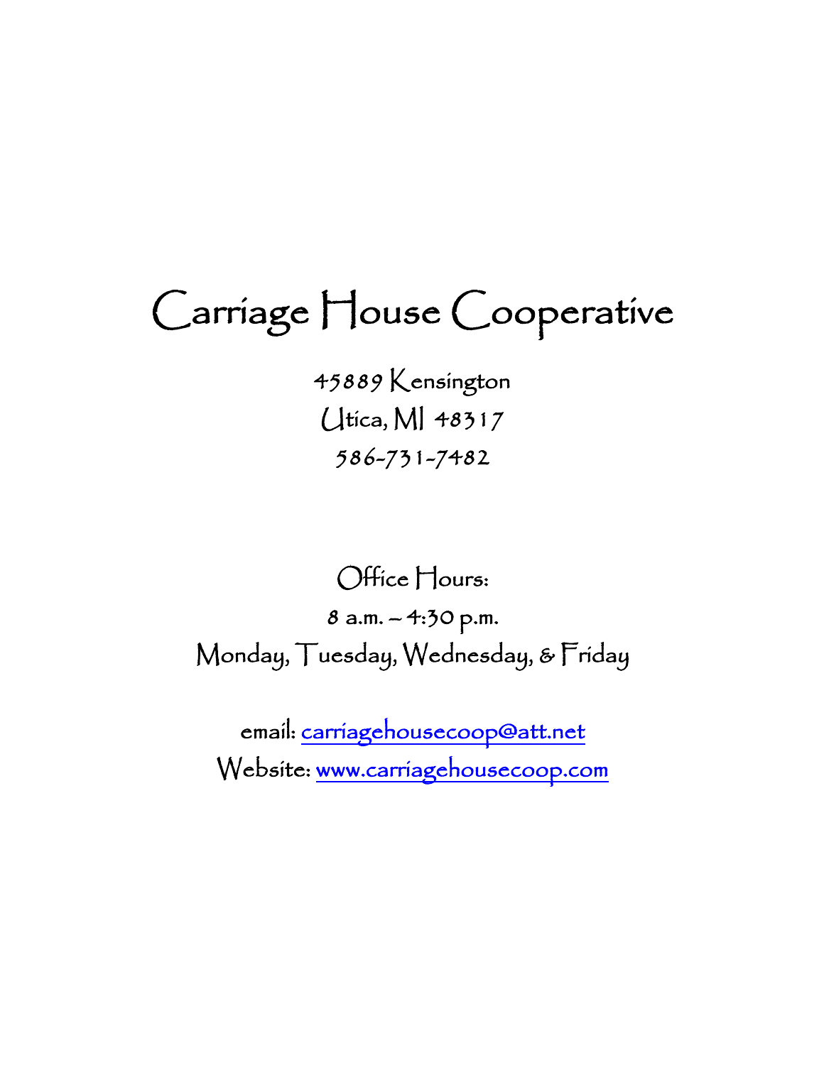# Carriage House Cooperative

45889 Kensington
Utica, MI 48317
586-731-7482

Office Hours:
8 a.m. – 4:30 p.m.
Monday, Tuesday, Wednesday, & Friday

email: carriagehousecoop@att.net
Website: www.carriagehousecoop.com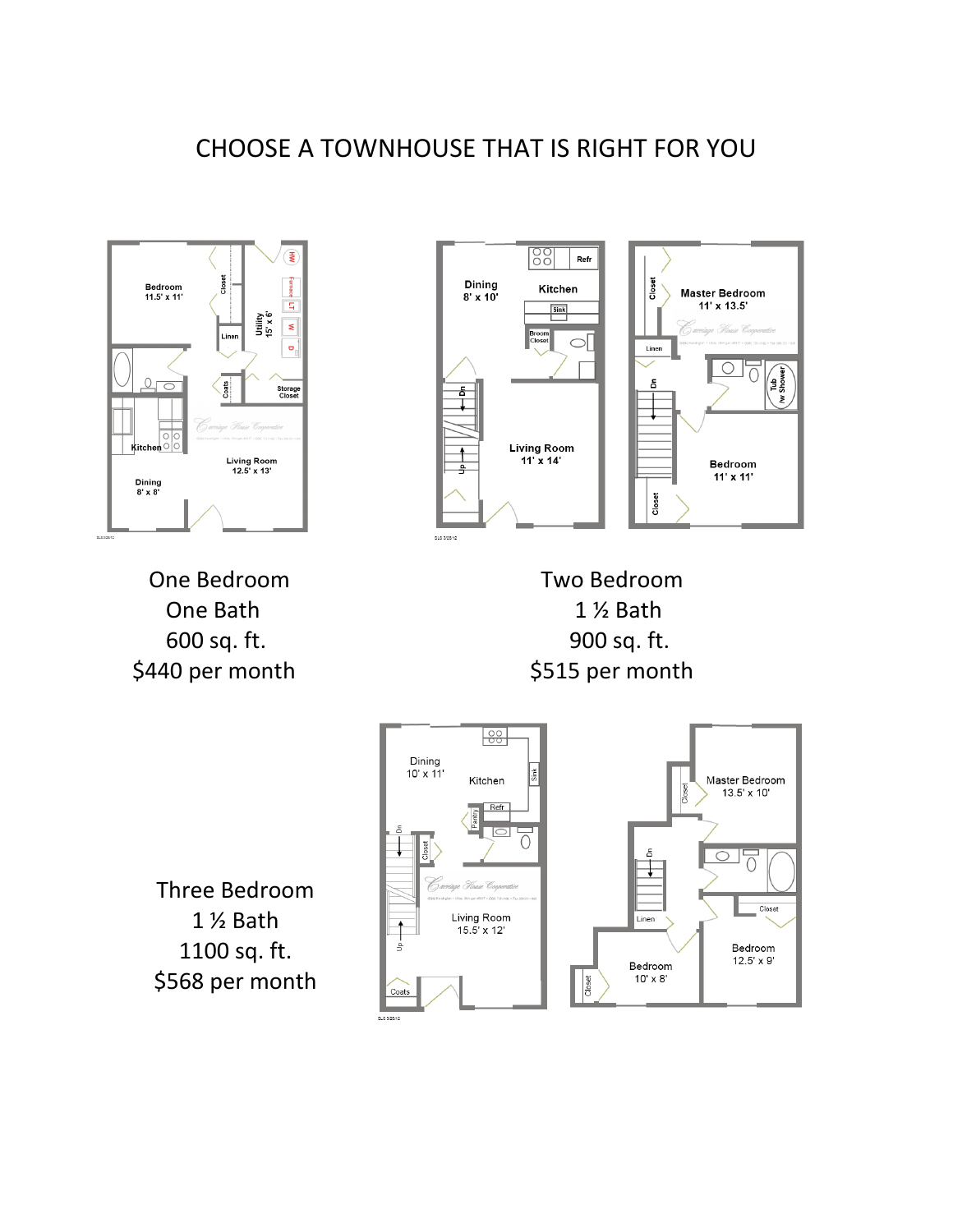# CHOOSE A TOWNHOUSE THAT IS RIGHT FOR YOU

One Bedroom
One Bath
600 sq. ft.
$440 per month

Two Bedroom
1 ½ Bath
900 sq. ft.
$515 per month

Three Bedroom
1 ½ Bath
1100 sq. ft.
$568 per month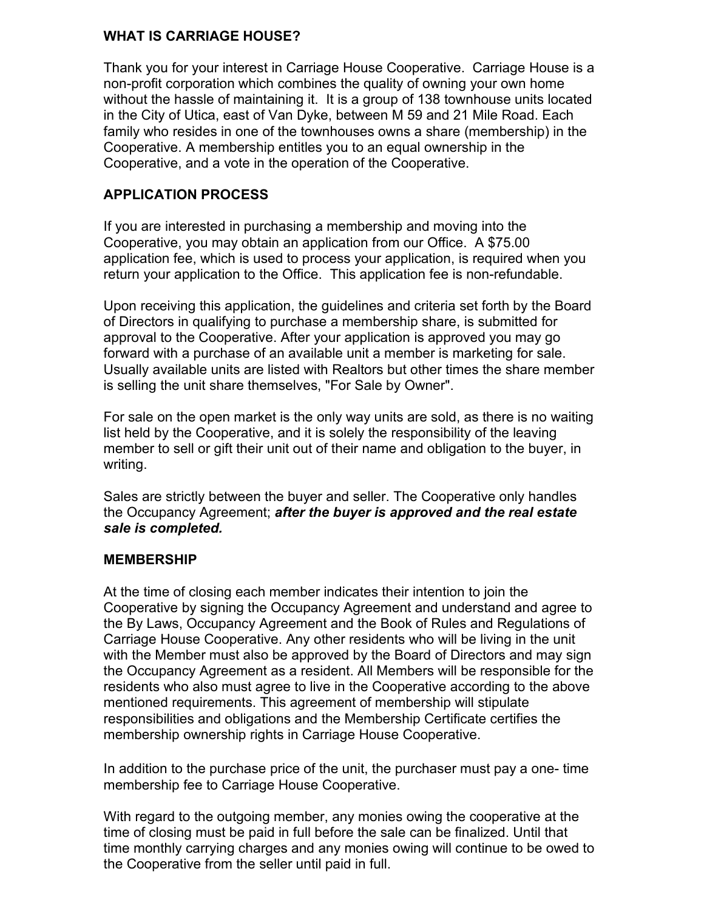## WHAT IS CARRIAGE HOUSE?

Thank you for your interest in Carriage House Cooperative. Carriage House is a non-profit corporation which combines the quality of owning your own home without the hassle of maintaining it. It is a group of 138 townhouse units located in the City of Utica, east of Van Dyke, between M 59 and 21 Mile Road. Each family who resides in one of the townhouses owns a share (membership) in the Cooperative. A membership entitles you to an equal ownership in the Cooperative, and a vote in the operation of the Cooperative.

## APPLICATION PROCESS

If you are interested in purchasing a membership and moving into the Cooperative, you may obtain an application from our Office. A $75.00 application fee, which is used to process your application, is required when you return your application to the Office. This application fee is non-refundable.

Upon receiving this application, the guidelines and criteria set forth by the Board of Directors in qualifying to purchase a membership share, is submitted for approval to the Cooperative. After your application is approved you may go forward with a purchase of an available unit a member is marketing for sale. Usually available units are listed with Realtors but other times the share member is selling the unit share themselves, "For Sale by Owner".

For sale on the open market is the only way units are sold, as there is no waiting list held by the Cooperative, and it is solely the responsibility of the leaving member to sell or gift their unit out of their name and obligation to the buyer, in writing.

Sales are strictly between the buyer and seller. The Cooperative only handles the Occupancy Agreement; ***after the buyer is approved and the real estate sale is completed.***

## MEMBERSHIP

At the time of closing each member indicates their intention to join the Cooperative by signing the Occupancy Agreement and understand and agree to the By Laws, Occupancy Agreement and the Book of Rules and Regulations of Carriage House Cooperative. Any other residents who will be living in the unit with the Member must also be approved by the Board of Directors and may sign the Occupancy Agreement as a resident. All Members will be responsible for the residents who also must agree to live in the Cooperative according to the above mentioned requirements. This agreement of membership will stipulate responsibilities and obligations and the Membership Certificate certifies the membership ownership rights in Carriage House Cooperative.

In addition to the purchase price of the unit, the purchaser must pay a one- time membership fee to Carriage House Cooperative.

With regard to the outgoing member, any monies owing the cooperative at the time of closing must be paid in full before the sale can be finalized. Until that time monthly carrying charges and any monies owing will continue to be owed to the Cooperative from the seller until paid in full.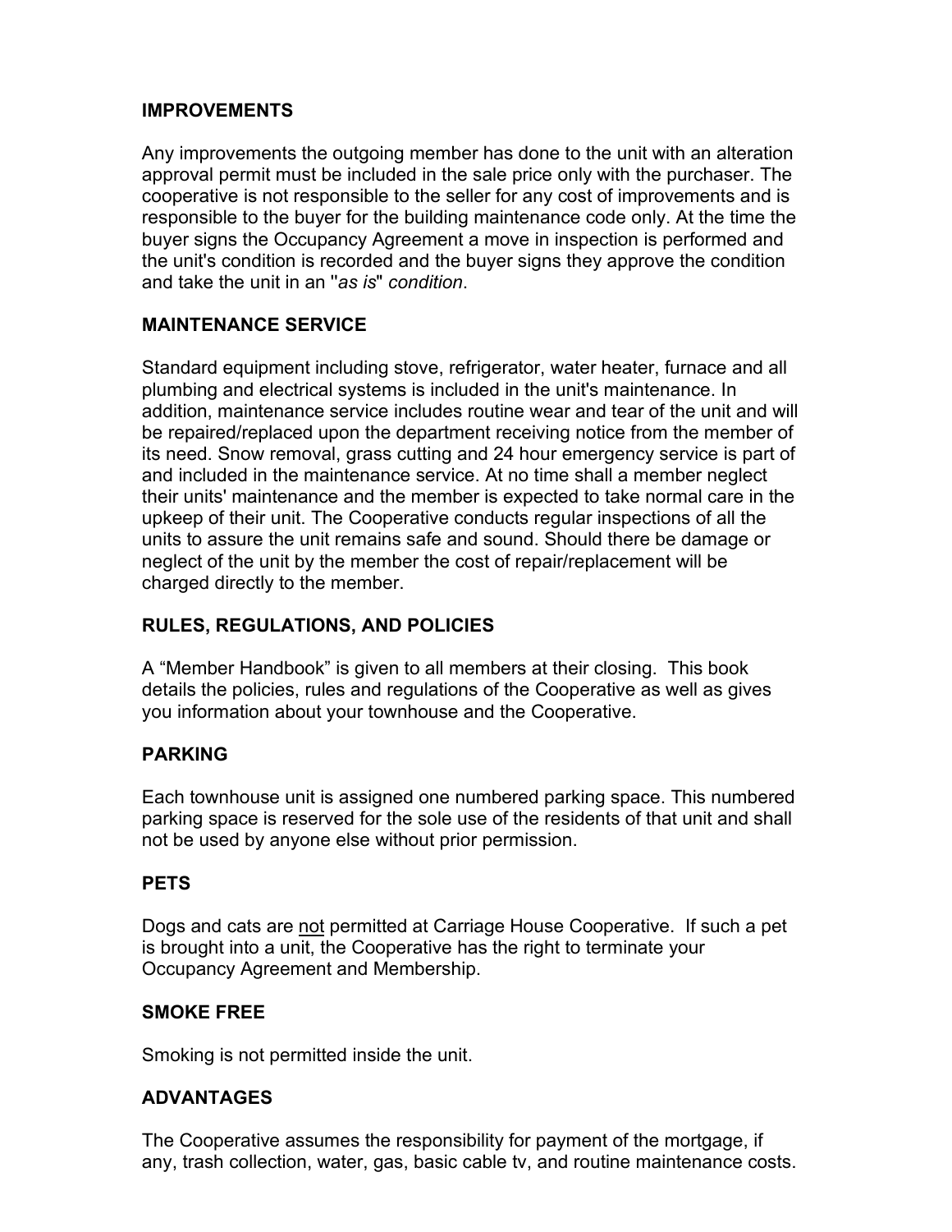## IMPROVEMENTS

Any improvements the outgoing member has done to the unit with an alteration approval permit must be included in the sale price only with the purchaser. The cooperative is not responsible to the seller for any cost of improvements and is responsible to the buyer for the building maintenance code only. At the time the buyer signs the Occupancy Agreement a move in inspection is performed and the unit's condition is recorded and the buyer signs they approve the condition and take the unit in an "*as is*" *condition*.

## MAINTENANCE SERVICE

Standard equipment including stove, refrigerator, water heater, furnace and all plumbing and electrical systems is included in the unit's maintenance. In addition, maintenance service includes routine wear and tear of the unit and will be repaired/replaced upon the department receiving notice from the member of its need. Snow removal, grass cutting and 24 hour emergency service is part of and included in the maintenance service. At no time shall a member neglect their units' maintenance and the member is expected to take normal care in the upkeep of their unit. The Cooperative conducts regular inspections of all the units to assure the unit remains safe and sound. Should there be damage or neglect of the unit by the member the cost of repair/replacement will be charged directly to the member.

## RULES, REGULATIONS, AND POLICIES

A "Member Handbook" is given to all members at their closing. This book details the policies, rules and regulations of the Cooperative as well as gives you information about your townhouse and the Cooperative.

## PARKING

Each townhouse unit is assigned one numbered parking space. This numbered parking space is reserved for the sole use of the residents of that unit and shall not be used by anyone else without prior permission.

## PETS

Dogs and cats are <u>not</u> permitted at Carriage House Cooperative. If such a pet is brought into a unit, the Cooperative has the right to terminate your Occupancy Agreement and Membership.

## SMOKE FREE

Smoking is not permitted inside the unit.

## ADVANTAGES

The Cooperative assumes the responsibility for payment of the mortgage, if any, trash collection, water, gas, basic cable tv, and routine maintenance costs.